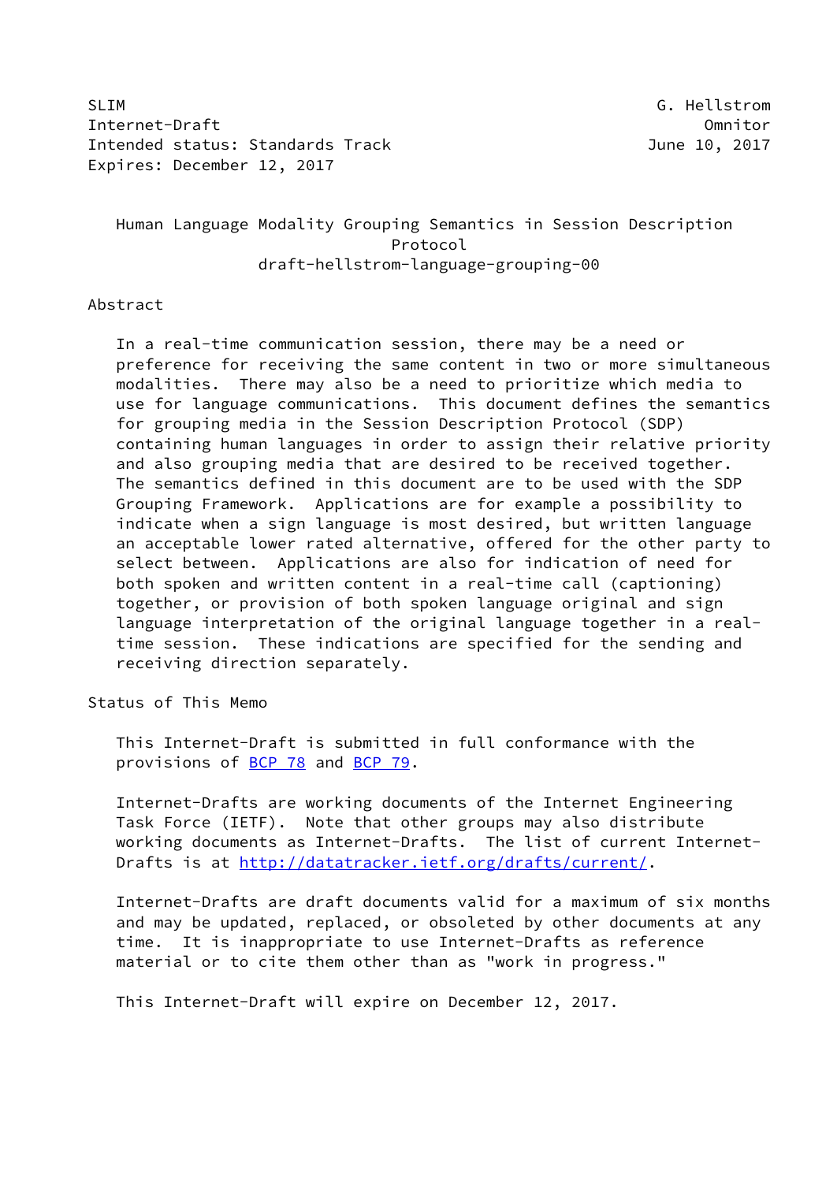SLIM G. Hellstrom
Internet-Draft Omnitor
Intended status: Standards Track June 10, 2017
Expires: December 12, 2017

# Human Language Modality Grouping Semantics in Session Description Protocol

draft-hellstrom-language-grouping-00

## Abstract

In a real-time communication session, there may be a need or preference for receiving the same content in two or more simultaneous modalities. There may also be a need to prioritize which media to use for language communications. This document defines the semantics for grouping media in the Session Description Protocol (SDP) containing human languages in order to assign their relative priority and also grouping media that are desired to be received together. The semantics defined in this document are to be used with the SDP Grouping Framework. Applications are for example a possibility to indicate when a sign language is most desired, but written language an acceptable lower rated alternative, offered for the other party to select between. Applications are also for indication of need for both spoken and written content in a real-time call (captioning) together, or provision of both spoken language original and sign language interpretation of the original language together in a real-time session. These indications are specified for the sending and receiving direction separately.

## Status of This Memo

This Internet-Draft is submitted in full conformance with the provisions of BCP 78 and BCP 79.

Internet-Drafts are working documents of the Internet Engineering Task Force (IETF). Note that other groups may also distribute working documents as Internet-Drafts. The list of current Internet-Drafts is at http://datatracker.ietf.org/drafts/current/.

Internet-Drafts are draft documents valid for a maximum of six months and may be updated, replaced, or obsoleted by other documents at any time. It is inappropriate to use Internet-Drafts as reference material or to cite them other than as "work in progress."

This Internet-Draft will expire on December 12, 2017.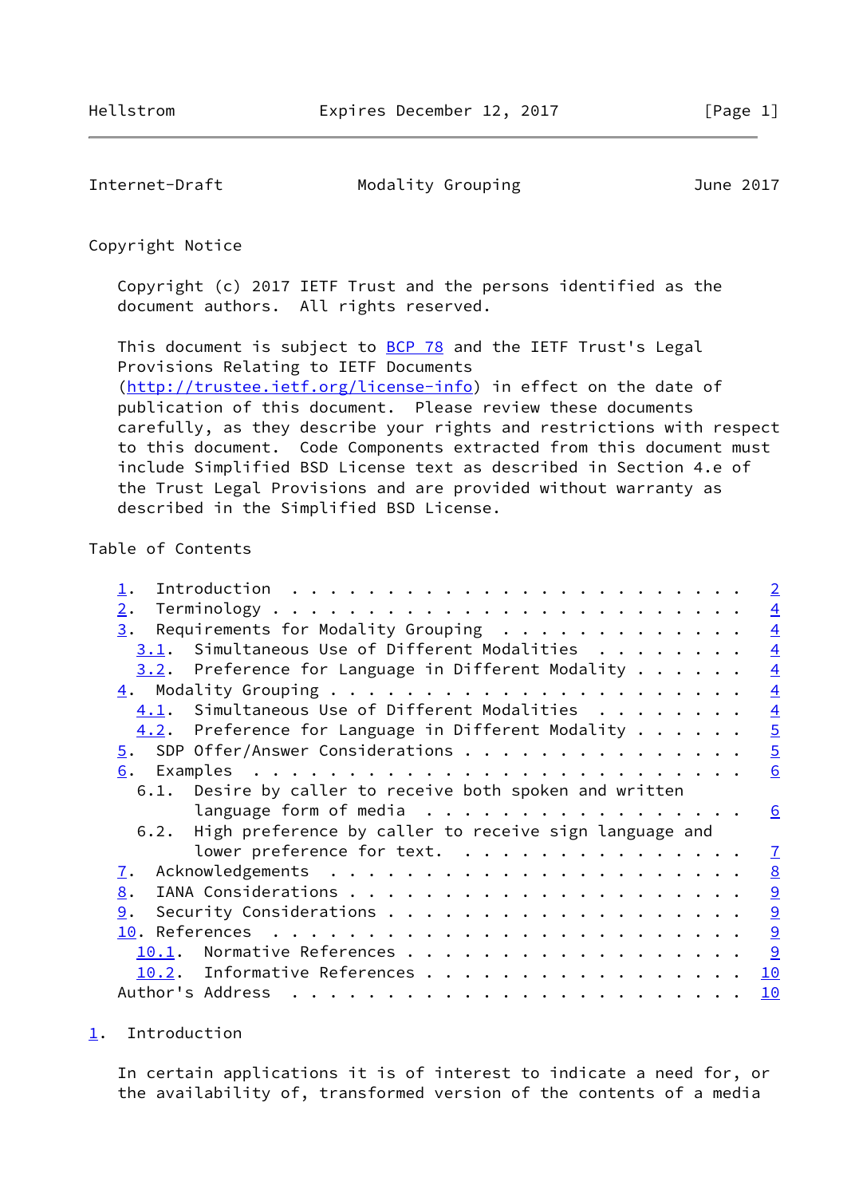## Copyright Notice

Copyright (c) 2017 IETF Trust and the persons identified as the document authors. All rights reserved.

This document is subject to BCP 78 and the IETF Trust's Legal Provisions Relating to IETF Documents (http://trustee.ietf.org/license-info) in effect on the date of publication of this document. Please review these documents carefully, as they describe your rights and restrictions with respect to this document. Code Components extracted from this document must include Simplified BSD License text as described in Section 4.e of the Trust Legal Provisions and are provided without warranty as described in the Simplified BSD License.

## Table of Contents

```
   1.  Introduction . . . . . . . . . . . . . . . . . . . . . . . .   2
   2.  Terminology . . . . . . . . . . . . . . . . . . . . . . . . .   4
   3.  Requirements for Modality Grouping  . . . . . . . . . . . . .   4
     3.1.  Simultaneous Use of Different Modalities  . . . . . . . .   4
     3.2.  Preference for Language in Different Modality . . . . . .   4
   4.  Modality Grouping . . . . . . . . . . . . . . . . . . . . . .   4
     4.1.  Simultaneous Use of Different Modalities  . . . . . . . .   4
     4.2.  Preference for Language in Different Modality . . . . . .   5
   5.  SDP Offer/Answer Considerations . . . . . . . . . . . . . . .   5
   6.  Examples  . . . . . . . . . . . . . . . . . . . . . . . . . .   6
     6.1.  Desire by caller to receive both spoken and written
           language form of media  . . . . . . . . . . . . . . . . .   6
     6.2.  High preference by caller to receive sign language and
           lower preference for text.  . . . . . . . . . . . . . . .   7
   7.  Acknowledgements  . . . . . . . . . . . . . . . . . . . . . .   8
   8.  IANA Considerations . . . . . . . . . . . . . . . . . . . . .   9
   9.  Security Considerations . . . . . . . . . . . . . . . . . . .   9
   10. References  . . . . . . . . . . . . . . . . . . . . . . . . .   9
     10.1.  Normative References . . . . . . . . . . . . . . . . . .   9
     10.2.  Informative References . . . . . . . . . . . . . . . . .  10
   Author's Address  . . . . . . . . . . . . . . . . . . . . . . . .  10
```

## 1. Introduction

In certain applications it is of interest to indicate a need for, or the availability of, transformed version of the contents of a media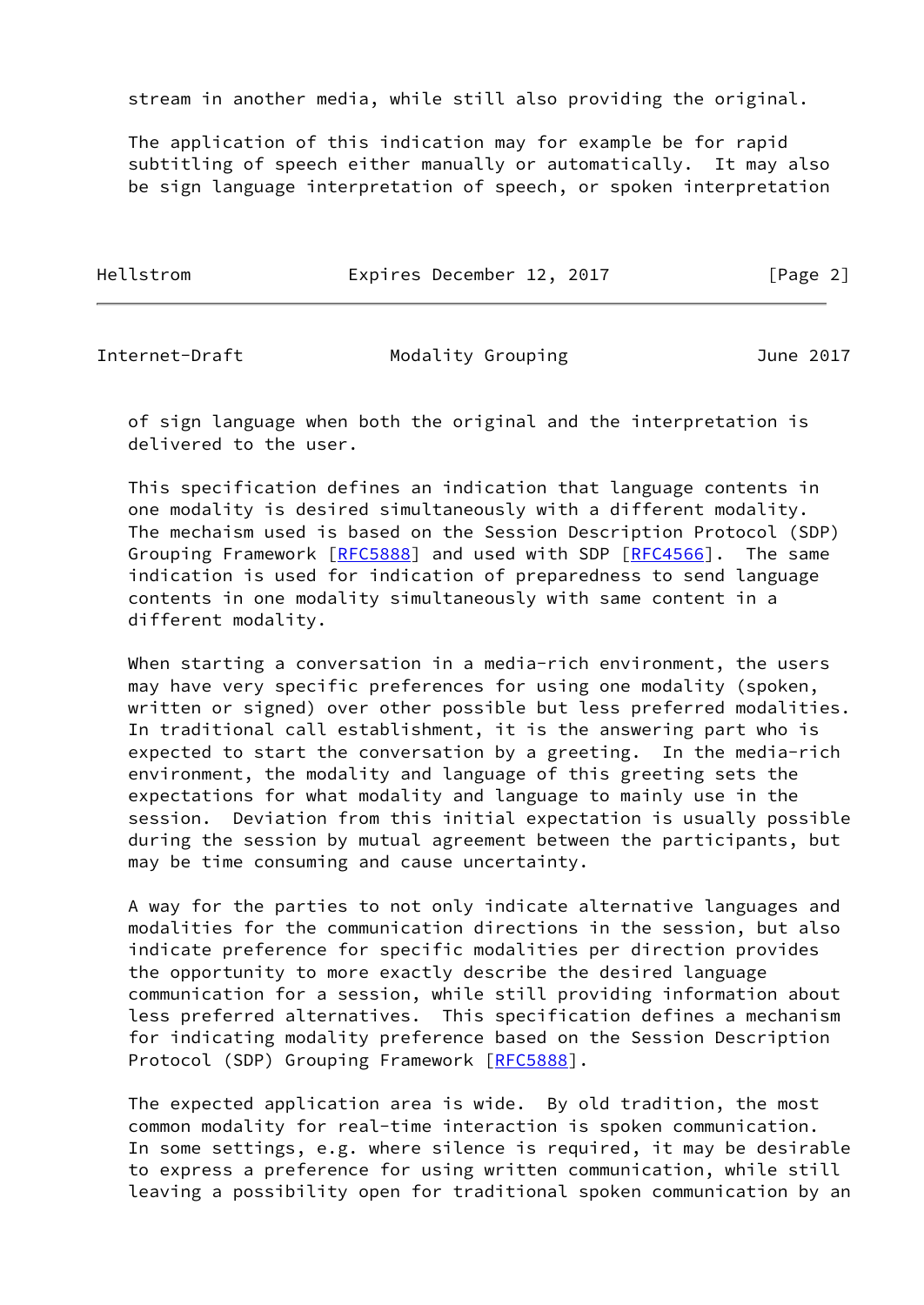stream in another media, while still also providing the original.

The application of this indication may for example be for rapid subtitling of speech either manually or automatically. It may also be sign language interpretation of speech, or spoken interpretation of sign language when both the original and the interpretation is delivered to the user.

This specification defines an indication that language contents in one modality is desired simultaneously with a different modality. The mechaism used is based on the Session Description Protocol (SDP) Grouping Framework [RFC5888] and used with SDP [RFC4566]. The same indication is used for indication of preparedness to send language contents in one modality simultaneously with same content in a different modality.

When starting a conversation in a media-rich environment, the users may have very specific preferences for using one modality (spoken, written or signed) over other possible but less preferred modalities. In traditional call establishment, it is the answering part who is expected to start the conversation by a greeting. In the media-rich environment, the modality and language of this greeting sets the expectations for what modality and language to mainly use in the session. Deviation from this initial expectation is usually possible during the session by mutual agreement between the participants, but may be time consuming and cause uncertainty.

A way for the parties to not only indicate alternative languages and modalities for the communication directions in the session, but also indicate preference for specific modalities per direction provides the opportunity to more exactly describe the desired language communication for a session, while still providing information about less preferred alternatives. This specification defines a mechanism for indicating modality preference based on the Session Description Protocol (SDP) Grouping Framework [RFC5888].

The expected application area is wide. By old tradition, the most common modality for real-time interaction is spoken communication. In some settings, e.g. where silence is required, it may be desirable to express a preference for using written communication, while still leaving a possibility open for traditional spoken communication by an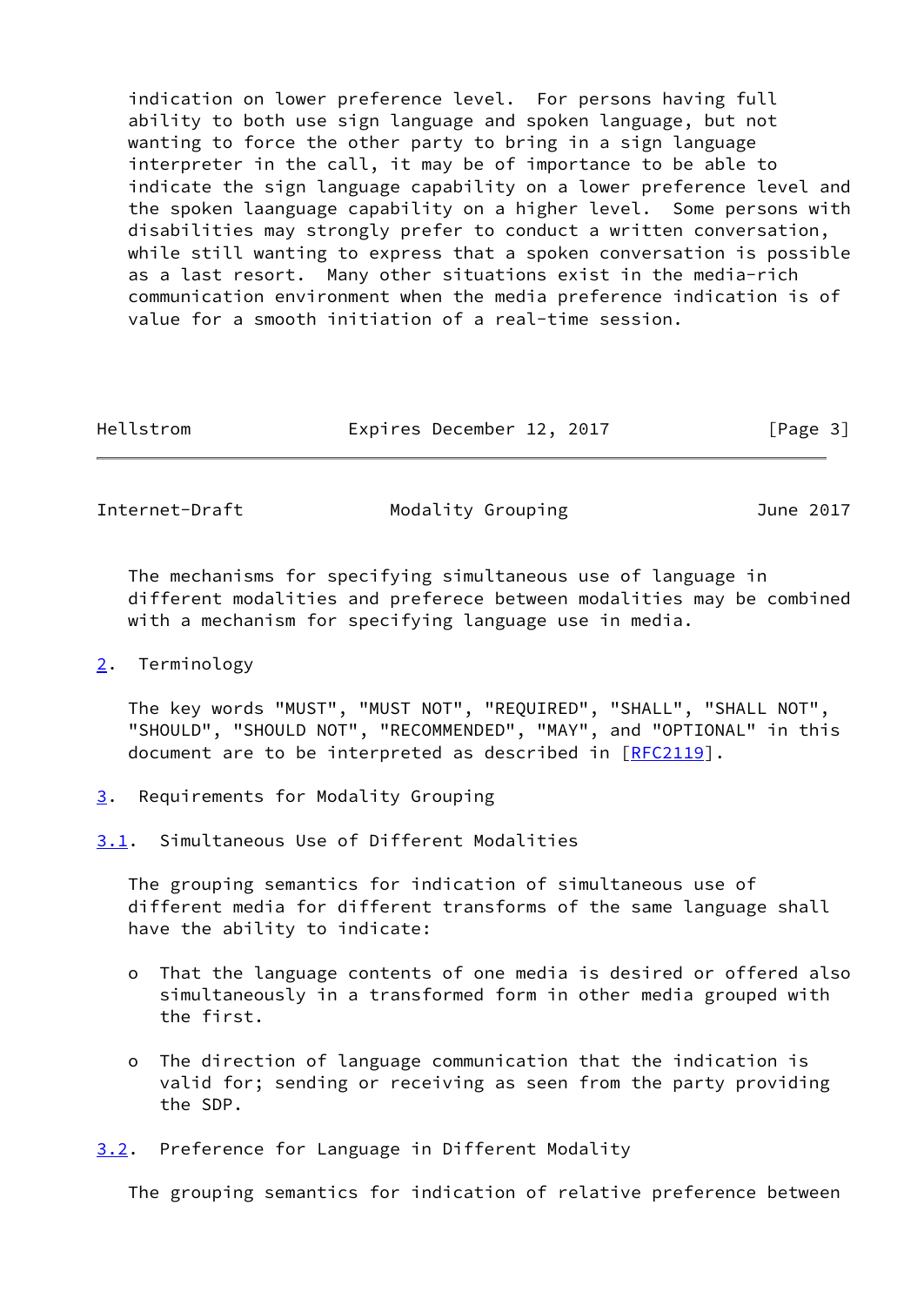indication on lower preference level. For persons having full ability to both use sign language and spoken language, but not wanting to force the other party to bring in a sign language interpreter in the call, it may be of importance to be able to indicate the sign language capability on a lower preference level and the spoken laanguage capability on a higher level. Some persons with disabilities may strongly prefer to conduct a written conversation, while still wanting to express that a spoken conversation is possible as a last resort. Many other situations exist in the media-rich communication environment when the media preference indication is of value for a smooth initiation of a real-time session.

The mechanisms for specifying simultaneous use of language in different modalities and preferece between modalities may be combined with a mechanism for specifying language use in media.

## 2. Terminology

The key words "MUST", "MUST NOT", "REQUIRED", "SHALL", "SHALL NOT", "SHOULD", "SHOULD NOT", "RECOMMENDED", "MAY", and "OPTIONAL" in this document are to be interpreted as described in [RFC2119].

## 3. Requirements for Modality Grouping

### 3.1. Simultaneous Use of Different Modalities

The grouping semantics for indication of simultaneous use of different media for different transforms of the same language shall have the ability to indicate:

- That the language contents of one media is desired or offered also simultaneously in a transformed form in other media grouped with the first.
- The direction of language communication that the indication is valid for; sending or receiving as seen from the party providing the SDP.

### 3.2. Preference for Language in Different Modality

The grouping semantics for indication of relative preference between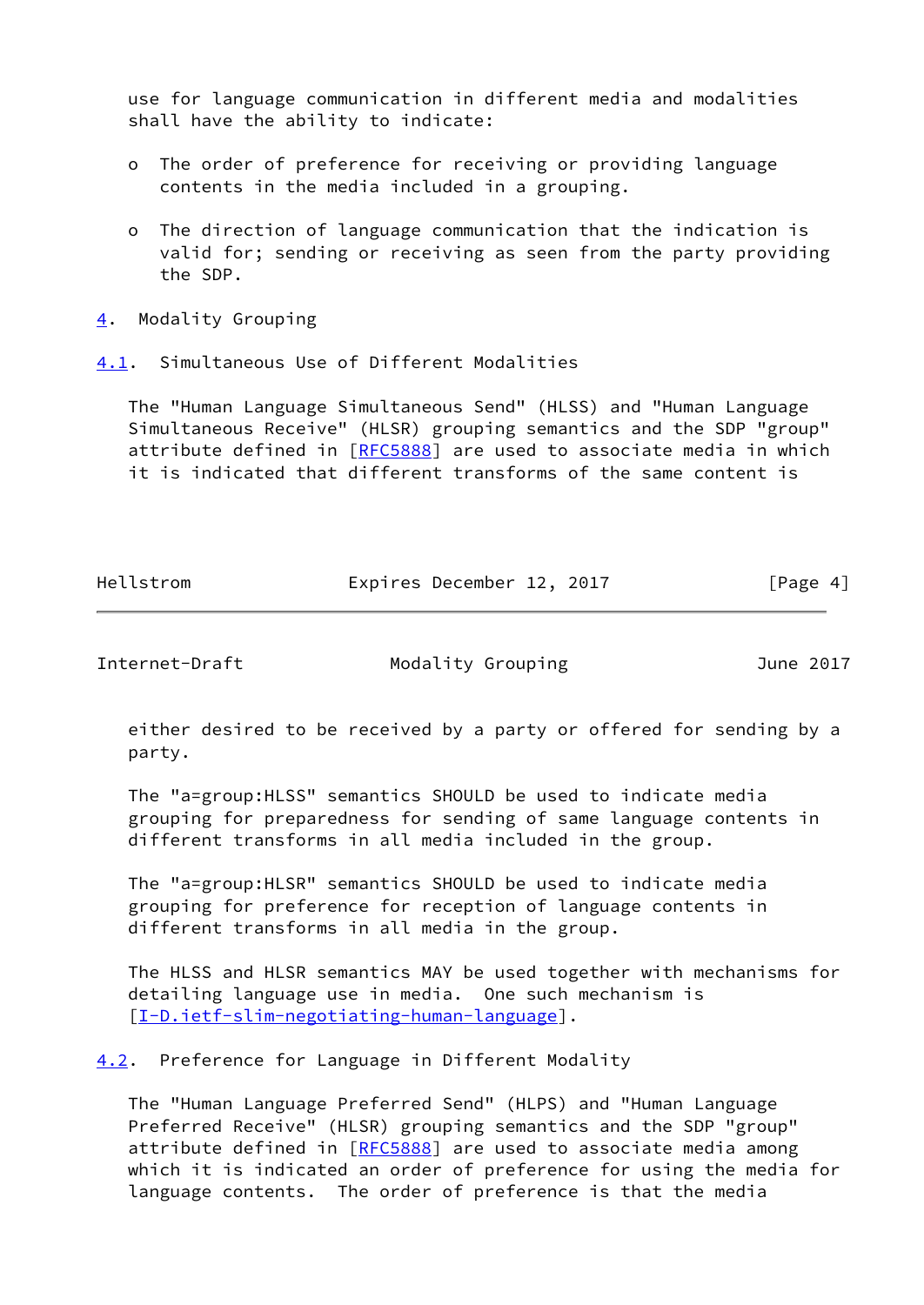use for language communication in different media and modalities shall have the ability to indicate:

- The order of preference for receiving or providing language contents in the media included in a grouping.

- The direction of language communication that the indication is valid for; sending or receiving as seen from the party providing the SDP.

## 4. Modality Grouping

### 4.1. Simultaneous Use of Different Modalities

The "Human Language Simultaneous Send" (HLSS) and "Human Language Simultaneous Receive" (HLSR) grouping semantics and the SDP "group" attribute defined in [RFC5888] are used to associate media in which it is indicated that different transforms of the same content is either desired to be received by a party or offered for sending by a party.

The "a=group:HLSS" semantics SHOULD be used to indicate media grouping for preparedness for sending of same language contents in different transforms in all media included in the group.

The "a=group:HLSR" semantics SHOULD be used to indicate media grouping for preference for reception of language contents in different transforms in all media in the group.

The HLSS and HLSR semantics MAY be used together with mechanisms for detailing language use in media. One such mechanism is [I-D.ietf-slim-negotiating-human-language].

### 4.2. Preference for Language in Different Modality

The "Human Language Preferred Send" (HLPS) and "Human Language Preferred Receive" (HLSR) grouping semantics and the SDP "group" attribute defined in [RFC5888] are used to associate media among which it is indicated an order of preference for using the media for language contents. The order of preference is that the media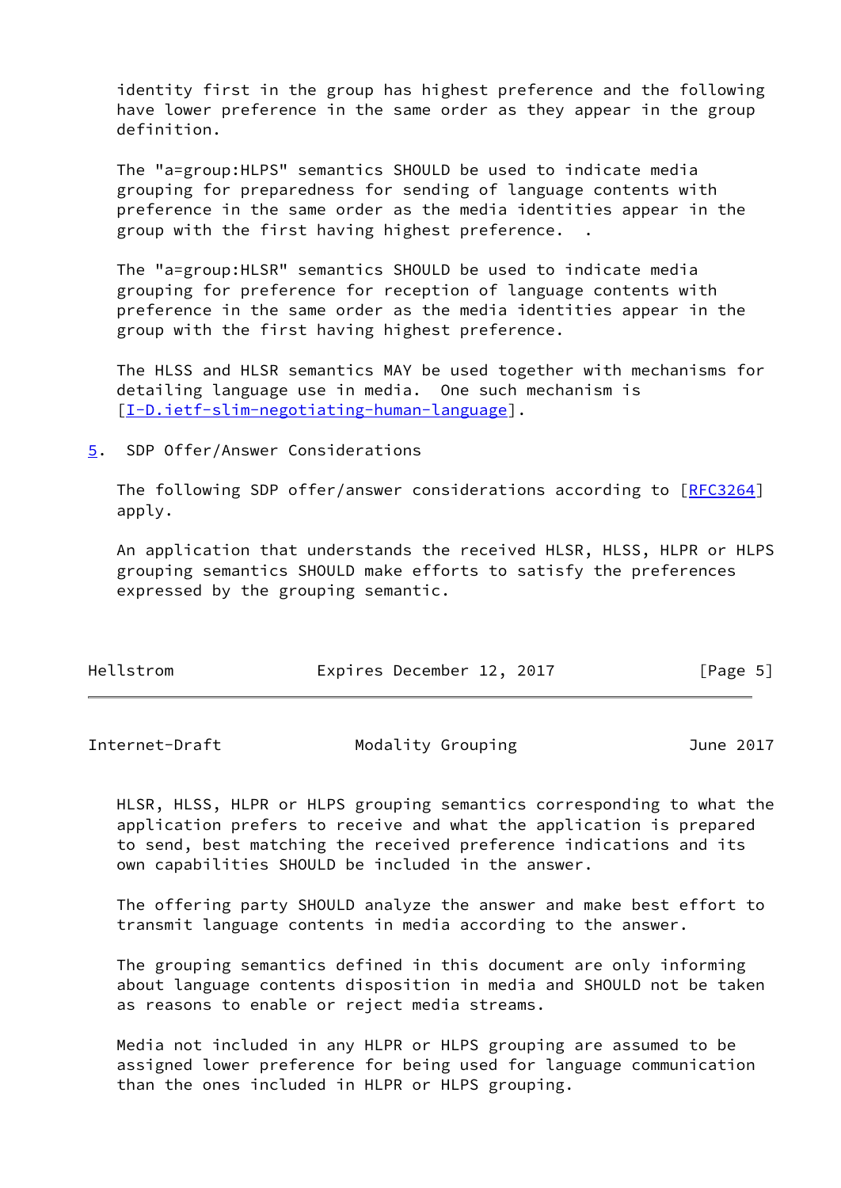identity first in the group has highest preference and the following have lower preference in the same order as they appear in the group definition.

The "a=group:HLPS" semantics SHOULD be used to indicate media grouping for preparedness for sending of language contents with preference in the same order as the media identities appear in the group with the first having highest preference.   .

The "a=group:HLSR" semantics SHOULD be used to indicate media grouping for preference for reception of language contents with preference in the same order as the media identities appear in the group with the first having highest preference.

The HLSS and HLSR semantics MAY be used together with mechanisms for detailing language use in media.  One such mechanism is [I-D.ietf-slim-negotiating-human-language].

## 5. SDP Offer/Answer Considerations

The following SDP offer/answer considerations according to [RFC3264] apply.

An application that understands the received HLSR, HLSS, HLPR or HLPS grouping semantics SHOULD make efforts to satisfy the preferences expressed by the grouping semantic.

HLSR, HLSS, HLPR or HLPS grouping semantics corresponding to what the application prefers to receive and what the application is prepared to send, best matching the received preference indications and its own capabilities SHOULD be included in the answer.

The offering party SHOULD analyze the answer and make best effort to transmit language contents in media according to the answer.

The grouping semantics defined in this document are only informing about language contents disposition in media and SHOULD not be taken as reasons to enable or reject media streams.

Media not included in any HLPR or HLPS grouping are assumed to be assigned lower preference for being used for language communication than the ones included in HLPR or HLPS grouping.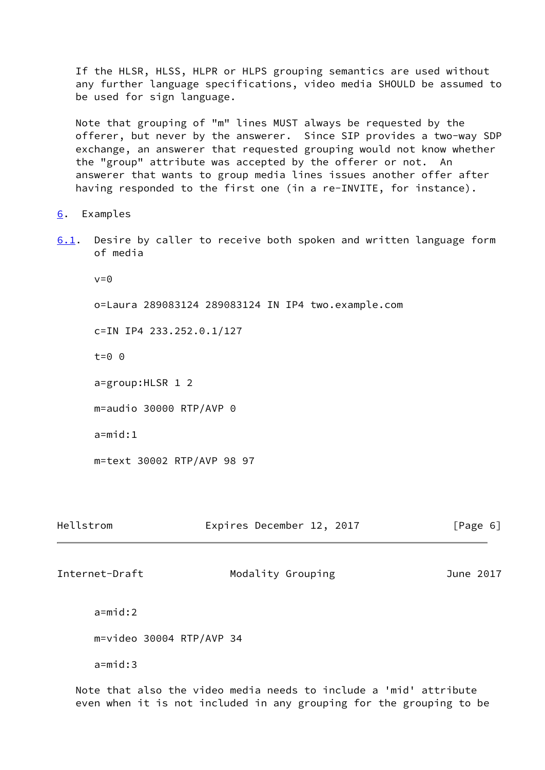If the HLSR, HLSS, HLPR or HLPS grouping semantics are used without any further language specifications, video media SHOULD be assumed to be used for sign language.

Note that grouping of "m" lines MUST always be requested by the offerer, but never by the answerer. Since SIP provides a two-way SDP exchange, an answerer that requested grouping would not know whether the "group" attribute was accepted by the offerer or not. An answerer that wants to group media lines issues another offer after having responded to the first one (in a re-INVITE, for instance).

# 6. Examples

## 6.1. Desire by caller to receive both spoken and written language form of media

```
v=0

o=Laura 289083124 289083124 IN IP4 two.example.com

c=IN IP4 233.252.0.1/127

t=0 0

a=group:HLSR 1 2

m=audio 30000 RTP/AVP 0

a=mid:1

m=text 30002 RTP/AVP 98 97

a=mid:2

m=video 30004 RTP/AVP 34

a=mid:3
```

Note that also the video media needs to include a 'mid' attribute even when it is not included in any grouping for the grouping to be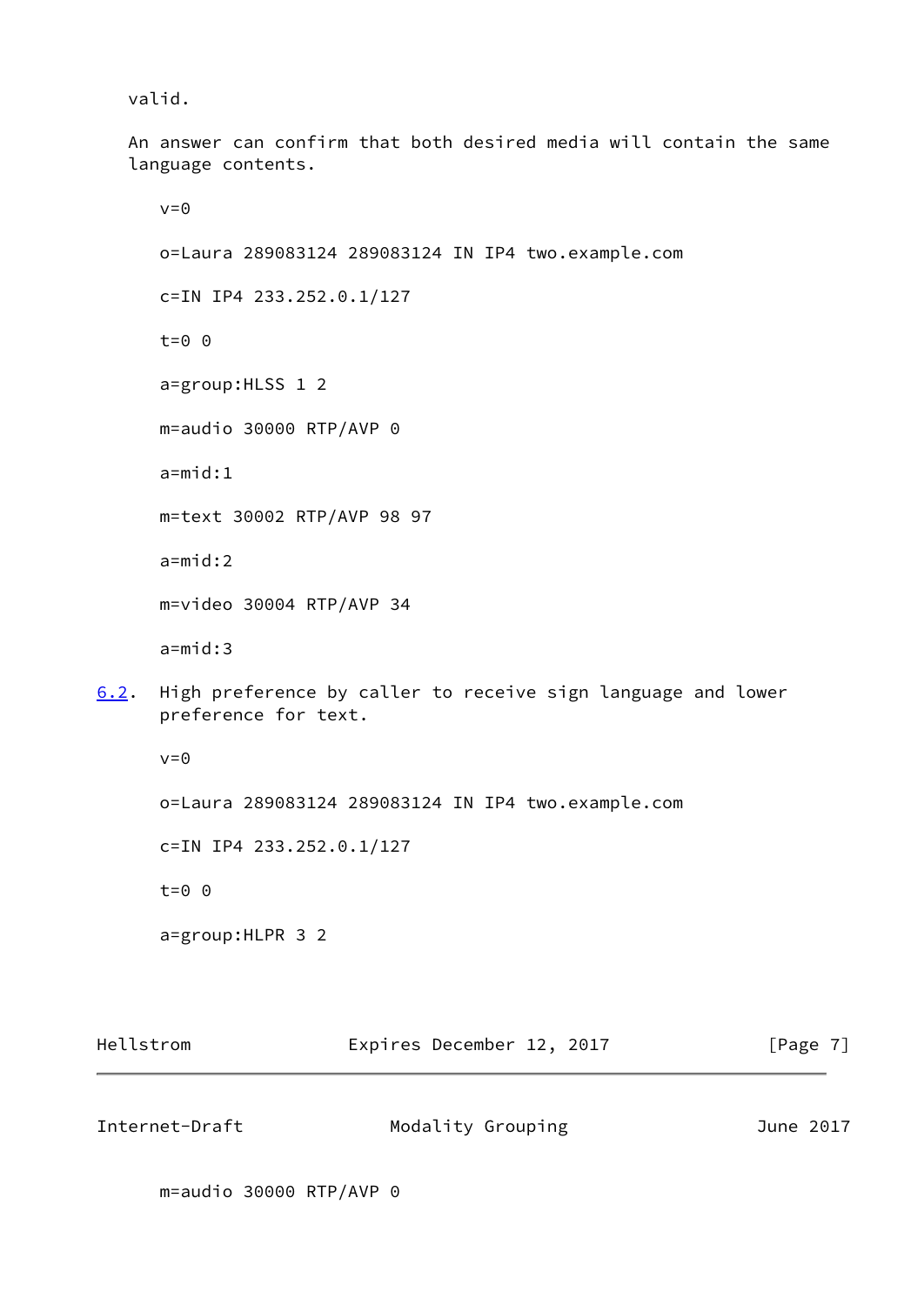valid.

An answer can confirm that both desired media will contain the same language contents.

```
v=0

o=Laura 289083124 289083124 IN IP4 two.example.com

c=IN IP4 233.252.0.1/127

t=0 0

a=group:HLSS 1 2

m=audio 30000 RTP/AVP 0

a=mid:1

m=text 30002 RTP/AVP 98 97

a=mid:2

m=video 30004 RTP/AVP 34

a=mid:3
```

### 6.2. High preference by caller to receive sign language and lower preference for text.

```
v=0

o=Laura 289083124 289083124 IN IP4 two.example.com

c=IN IP4 233.252.0.1/127

t=0 0

a=group:HLPR 3 2

m=audio 30000 RTP/AVP 0
```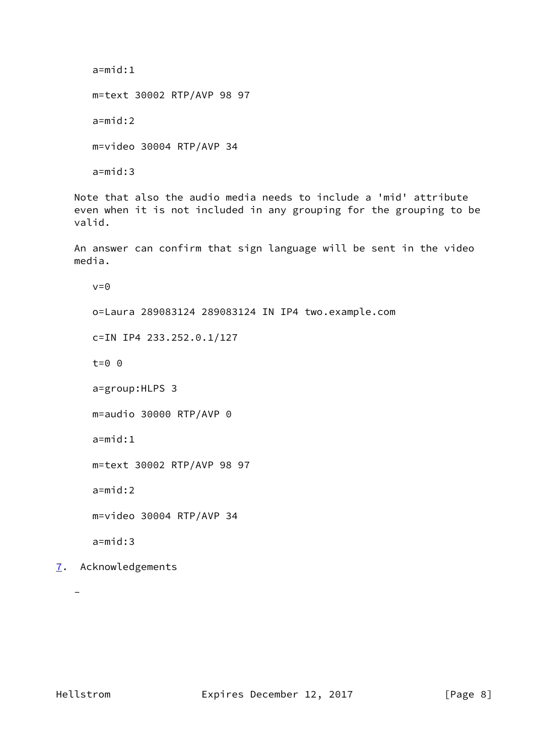```
a=mid:1

m=text 30002 RTP/AVP 98 97

a=mid:2

m=video 30004 RTP/AVP 34

a=mid:3
```

Note that also the audio media needs to include a 'mid' attribute even when it is not included in any grouping for the grouping to be valid.

An answer can confirm that sign language will be sent in the video media.

```
v=0

o=Laura 289083124 289083124 IN IP4 two.example.com

c=IN IP4 233.252.0.1/127

t=0 0

a=group:HLPS 3

m=audio 30000 RTP/AVP 0

a=mid:1

m=text 30002 RTP/AVP 98 97

a=mid:2

m=video 30004 RTP/AVP 34

a=mid:3
```

## 7. Acknowledgements

-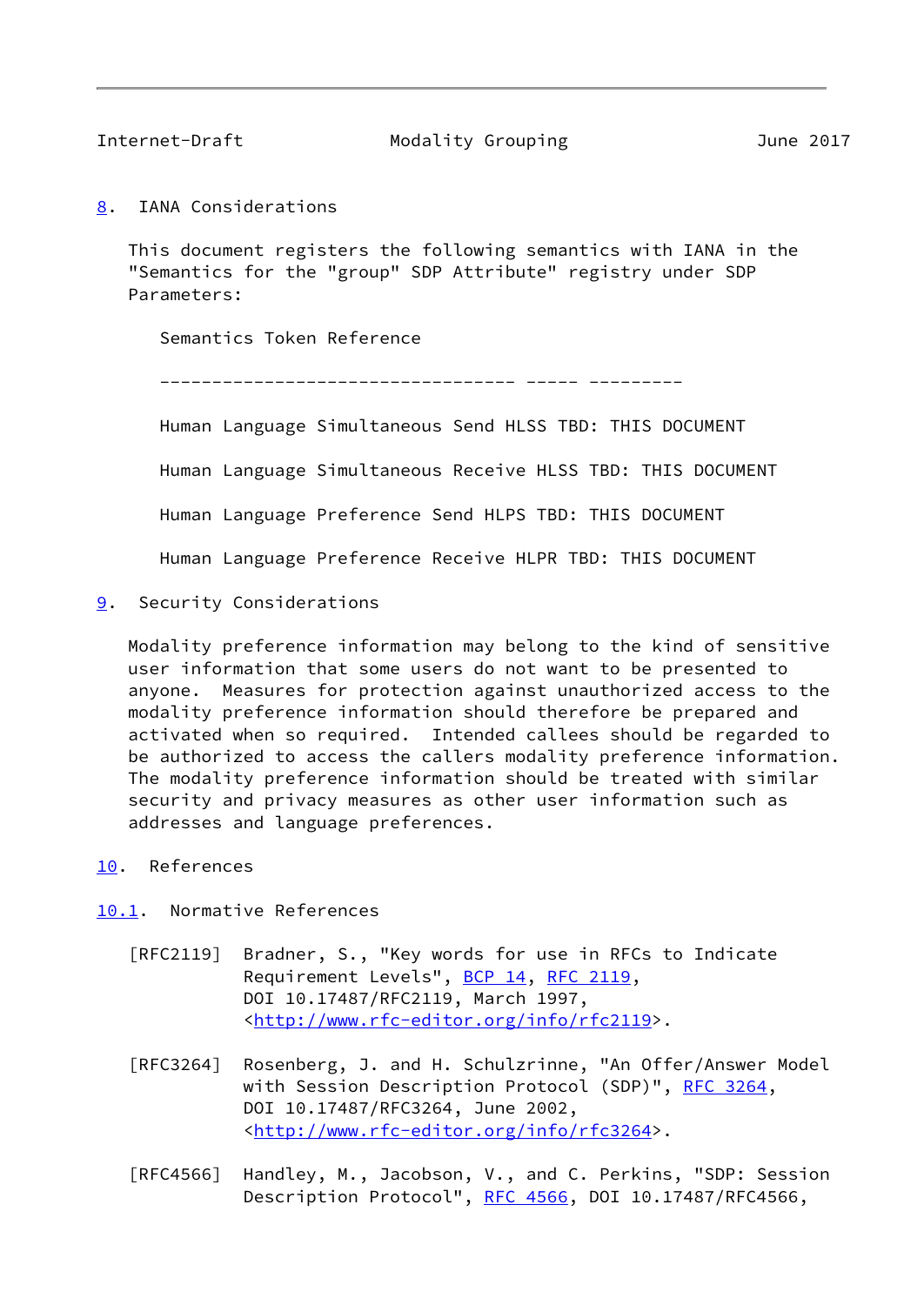## 8. IANA Considerations

This document registers the following semantics with IANA in the "Semantics for the "group" SDP Attribute" registry under SDP Parameters:

| Semantics | Token | Reference |
|---|---|---|
| Human Language Simultaneous Send | HLSS | TBD: THIS DOCUMENT |
| Human Language Simultaneous Receive | HLSS | TBD: THIS DOCUMENT |
| Human Language Preference Send | HLPS | TBD: THIS DOCUMENT |
| Human Language Preference Receive | HLPR | TBD: THIS DOCUMENT |

## 9. Security Considerations

Modality preference information may belong to the kind of sensitive user information that some users do not want to be presented to anyone. Measures for protection against unauthorized access to the modality preference information should therefore be prepared and activated when so required. Intended callees should be regarded to be authorized to access the callers modality preference information. The modality preference information should be treated with similar security and privacy measures as other user information such as addresses and language preferences.

## 10. References

### 10.1. Normative References

[RFC2119] Bradner, S., "Key words for use in RFCs to Indicate Requirement Levels", BCP 14, RFC 2119, DOI 10.17487/RFC2119, March 1997, <http://www.rfc-editor.org/info/rfc2119>.

[RFC3264] Rosenberg, J. and H. Schulzrinne, "An Offer/Answer Model with Session Description Protocol (SDP)", RFC 3264, DOI 10.17487/RFC3264, June 2002, <http://www.rfc-editor.org/info/rfc3264>.

[RFC4566] Handley, M., Jacobson, V., and C. Perkins, "SDP: Session Description Protocol", RFC 4566, DOI 10.17487/RFC4566,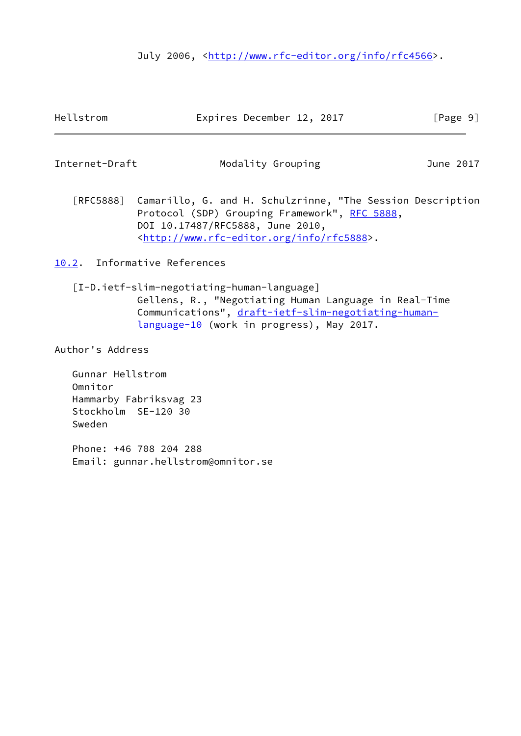July 2006, <http://www.rfc-editor.org/info/rfc4566>.

[RFC5888] Camarillo, G. and H. Schulzrinne, "The Session Description Protocol (SDP) Grouping Framework", RFC 5888, DOI 10.17487/RFC5888, June 2010, <http://www.rfc-editor.org/info/rfc5888>.

## 10.2. Informative References

[I-D.ietf-slim-negotiating-human-language]
Gellens, R., "Negotiating Human Language in Real-Time Communications", draft-ietf-slim-negotiating-human-language-10 (work in progress), May 2017.

## Author's Address

Gunnar Hellstrom
Omnitor
Hammarby Fabriksvag 23
Stockholm SE-120 30
Sweden

Phone: +46 708 204 288
Email: gunnar.hellstrom@omnitor.se